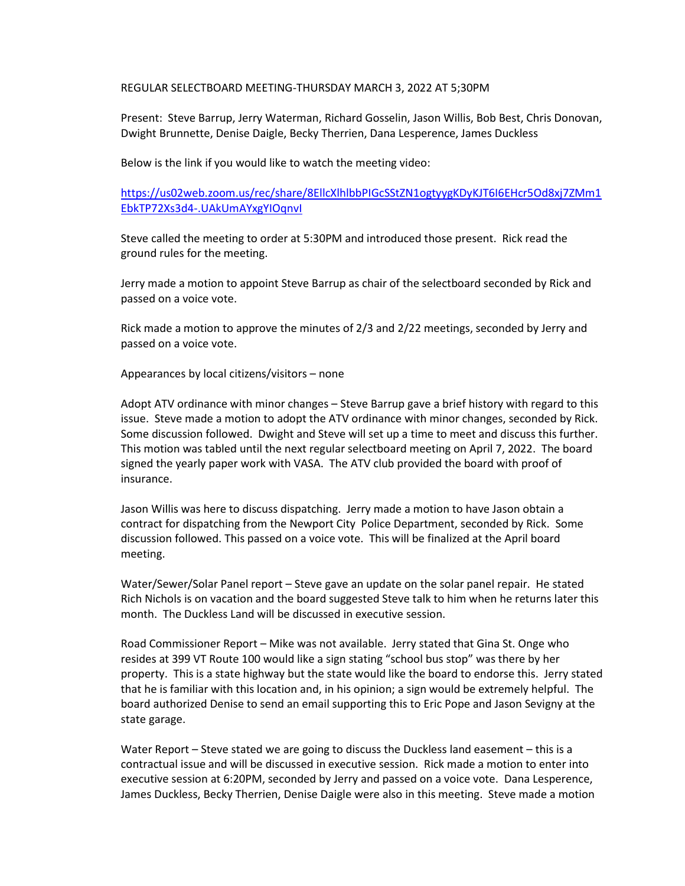REGULAR SELECTBOARD MEETING-THURSDAY MARCH 3, 2022 AT 5;30PM

Present: Steve Barrup, Jerry Waterman, Richard Gosselin, Jason Willis, Bob Best, Chris Donovan, Dwight Brunnette, Denise Daigle, Becky Therrien, Dana Lesperence, James Duckless

Below is the link if you would like to watch the meeting video:

https://us02web.zoom.us/rec/share/8EllcXlhlbbPIGcSStZN1ogtyygKDyKJT6I6EHcr5Od8xj7ZMm1EbkTP72Xs3d4-.UAkUmAYxgYIOqnvI

Steve called the meeting to order at 5:30PM and introduced those present. Rick read the ground rules for the meeting.

Jerry made a motion to appoint Steve Barrup as chair of the selectboard seconded by Rick and passed on a voice vote.

Rick made a motion to approve the minutes of 2/3 and 2/22 meetings, seconded by Jerry and passed on a voice vote.

Appearances by local citizens/visitors – none

Adopt ATV ordinance with minor changes – Steve Barrup gave a brief history with regard to this issue. Steve made a motion to adopt the ATV ordinance with minor changes, seconded by Rick. Some discussion followed. Dwight and Steve will set up a time to meet and discuss this further. This motion was tabled until the next regular selectboard meeting on April 7, 2022. The board signed the yearly paper work with VASA. The ATV club provided the board with proof of insurance.

Jason Willis was here to discuss dispatching. Jerry made a motion to have Jason obtain a contract for dispatching from the Newport City Police Department, seconded by Rick. Some discussion followed. This passed on a voice vote. This will be finalized at the April board meeting.

Water/Sewer/Solar Panel report – Steve gave an update on the solar panel repair. He stated Rich Nichols is on vacation and the board suggested Steve talk to him when he returns later this month. The Duckless Land will be discussed in executive session.

Road Commissioner Report – Mike was not available. Jerry stated that Gina St. Onge who resides at 399 VT Route 100 would like a sign stating "school bus stop" was there by her property. This is a state highway but the state would like the board to endorse this. Jerry stated that he is familiar with this location and, in his opinion; a sign would be extremely helpful. The board authorized Denise to send an email supporting this to Eric Pope and Jason Sevigny at the state garage.

Water Report – Steve stated we are going to discuss the Duckless land easement – this is a contractual issue and will be discussed in executive session. Rick made a motion to enter into executive session at 6:20PM, seconded by Jerry and passed on a voice vote. Dana Lesperence, James Duckless, Becky Therrien, Denise Daigle were also in this meeting. Steve made a motion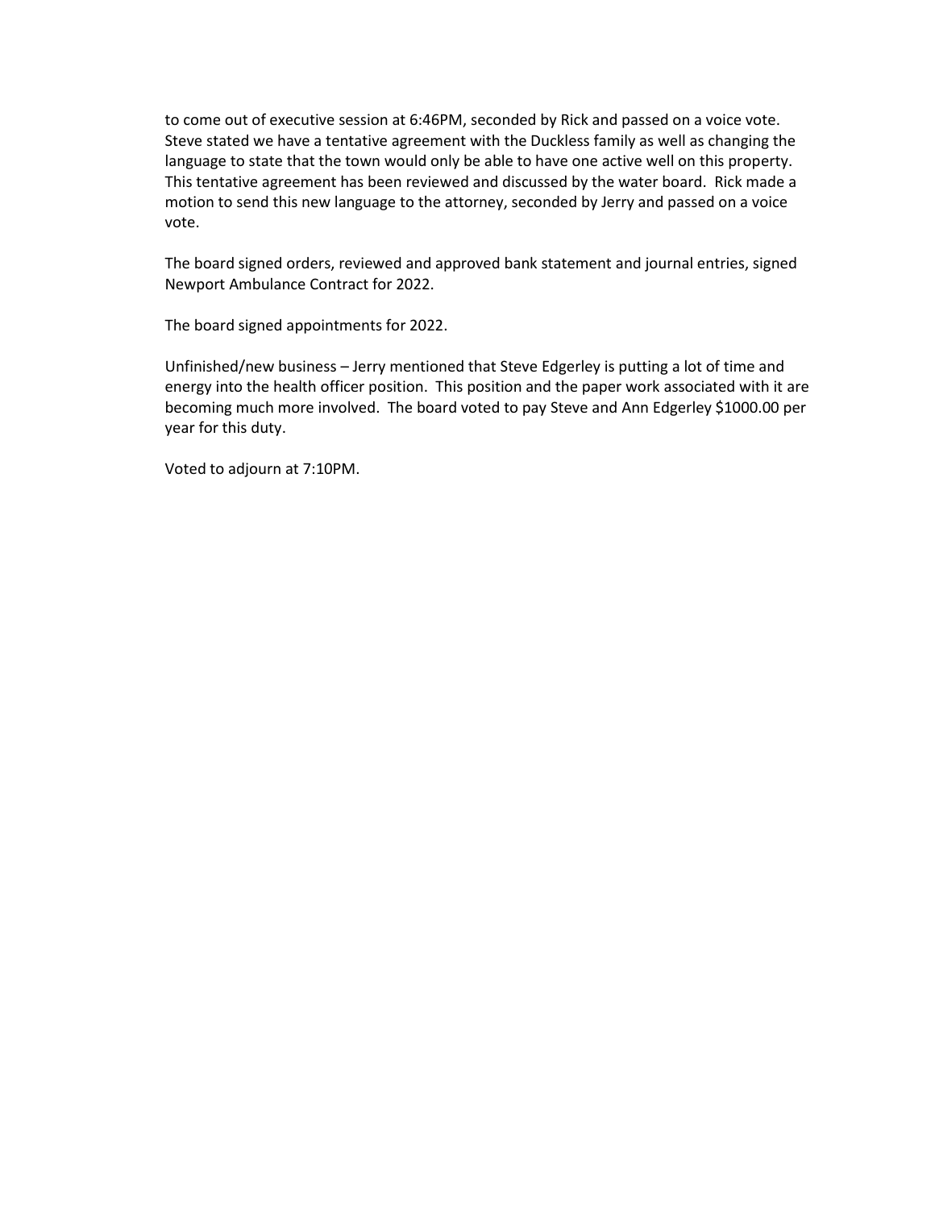to come out of executive session at 6:46PM, seconded by Rick and passed on a voice vote. Steve stated we have a tentative agreement with the Duckless family as well as changing the language to state that the town would only be able to have one active well on this property. This tentative agreement has been reviewed and discussed by the water board. Rick made a motion to send this new language to the attorney, seconded by Jerry and passed on a voice vote.

The board signed orders, reviewed and approved bank statement and journal entries, signed Newport Ambulance Contract for 2022.

The board signed appointments for 2022.

Unfinished/new business – Jerry mentioned that Steve Edgerley is putting a lot of time and energy into the health officer position. This position and the paper work associated with it are becoming much more involved. The board voted to pay Steve and Ann Edgerley $1000.00 per year for this duty.

Voted to adjourn at 7:10PM.